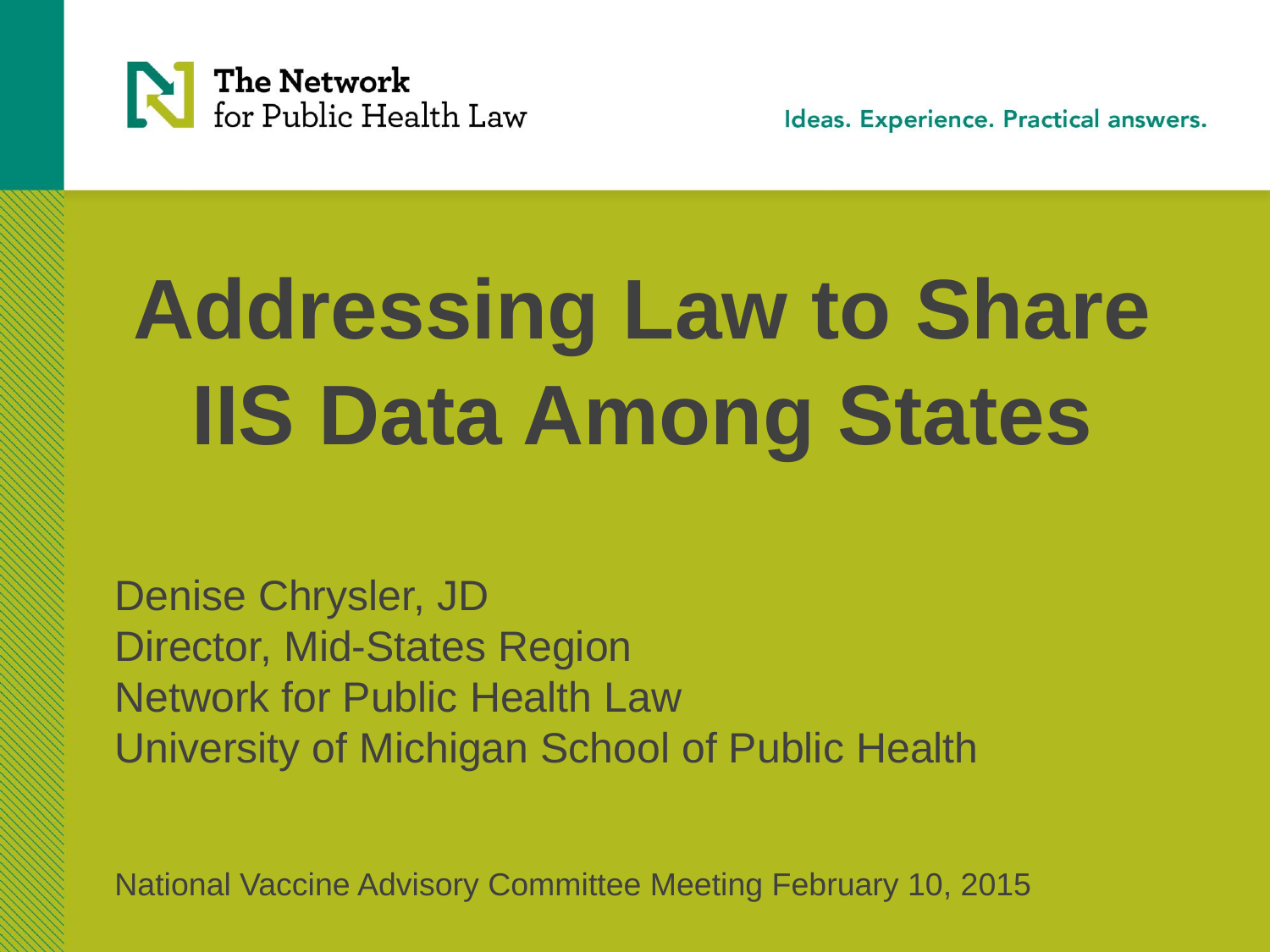The Network for Public Health Law

Ideas. Experience. Practical answers.

# Addressing Law to Share IIS Data Among States

Denise Chrysler, JD
Director, Mid-States Region
Network for Public Health Law
University of Michigan School of Public Health

National Vaccine Advisory Committee Meeting February 10, 2015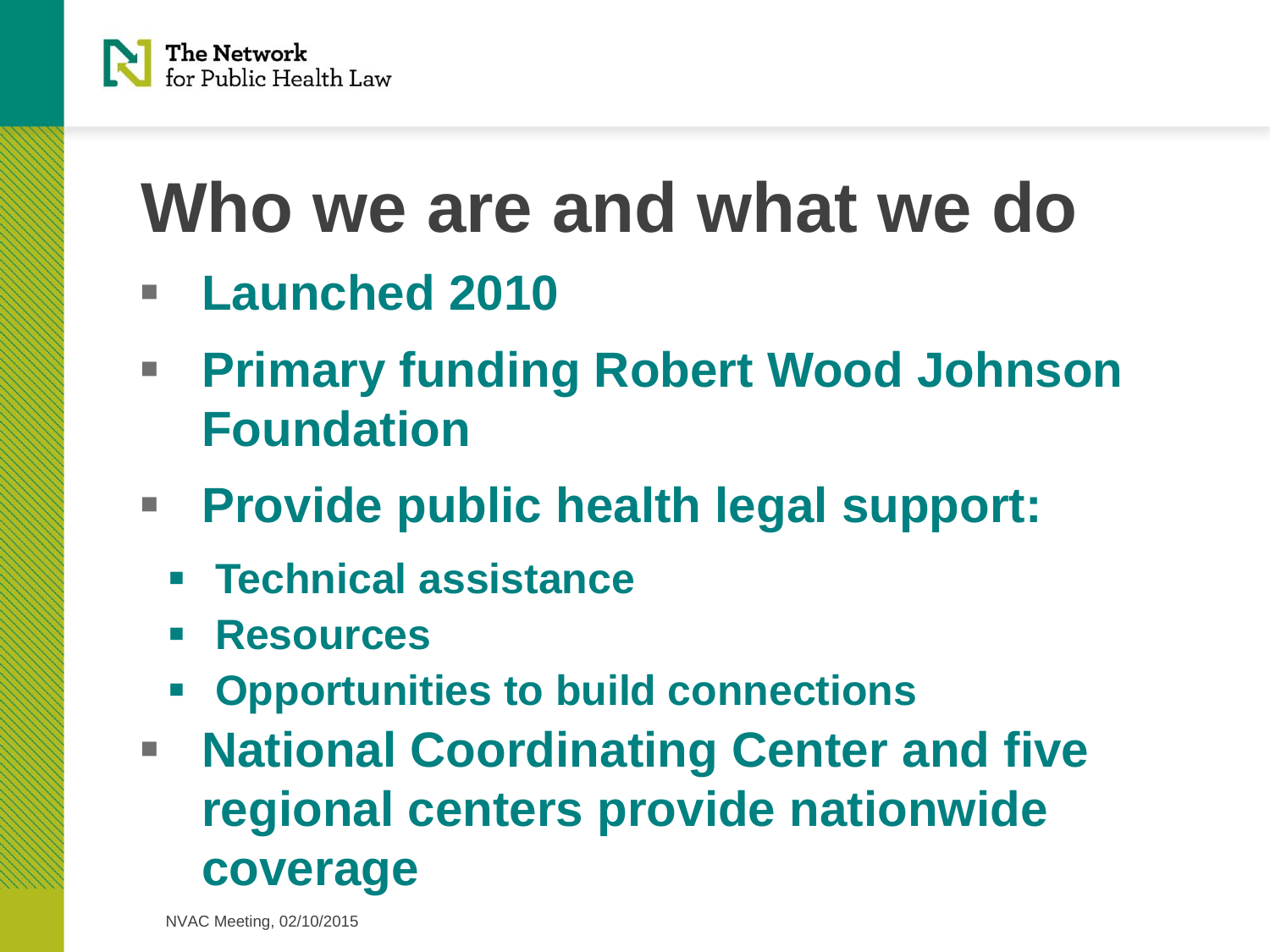# Who we are and what we do

- Launched 2010
- Primary funding Robert Wood Johnson Foundation
- Provide public health legal support:
  - Technical assistance
  - Resources
  - Opportunities to build connections
- National Coordinating Center and five regional centers provide nationwide coverage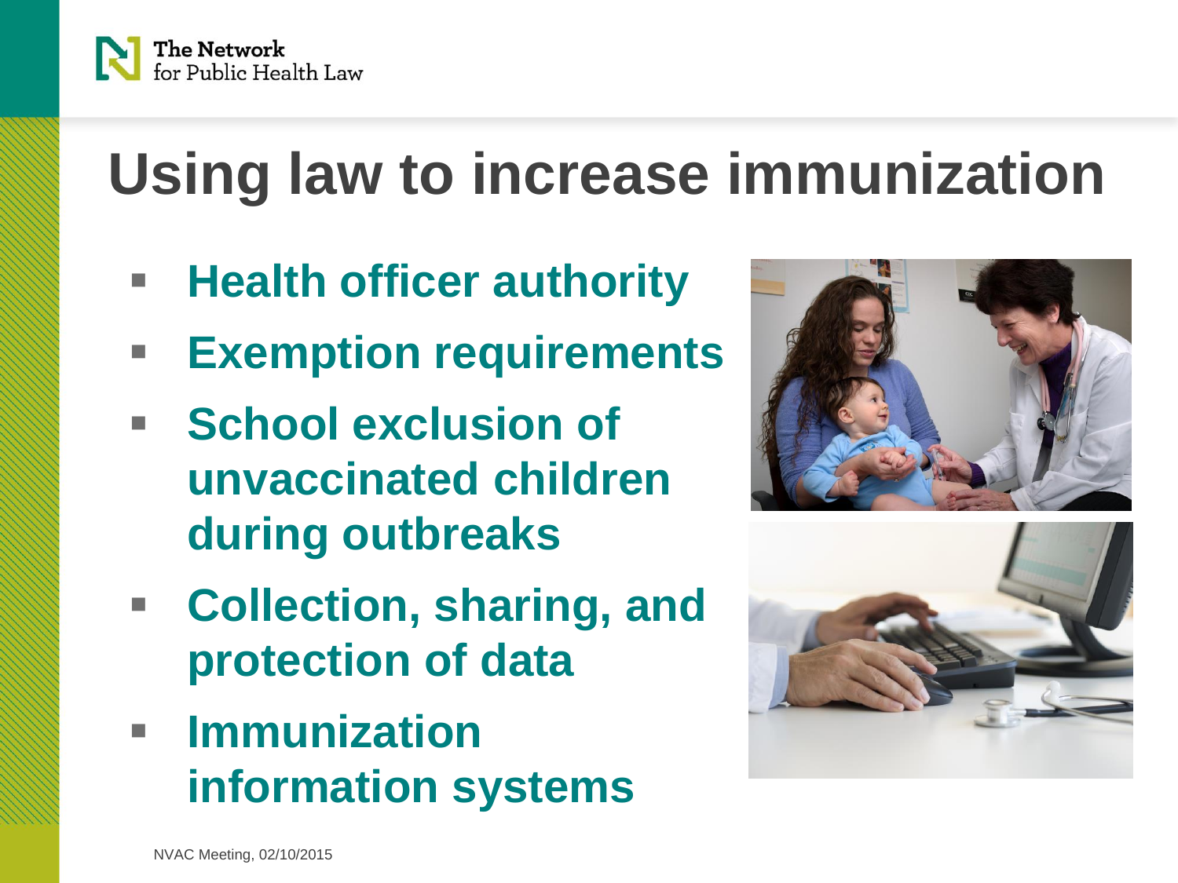# Using law to increase immunization

- **Health officer authority**
- **Exemption requirements**
- **School exclusion of unvaccinated children during outbreaks**
- **Collection, sharing, and protection of data**
- **Immunization information systems**

NVAC Meeting, 02/10/2015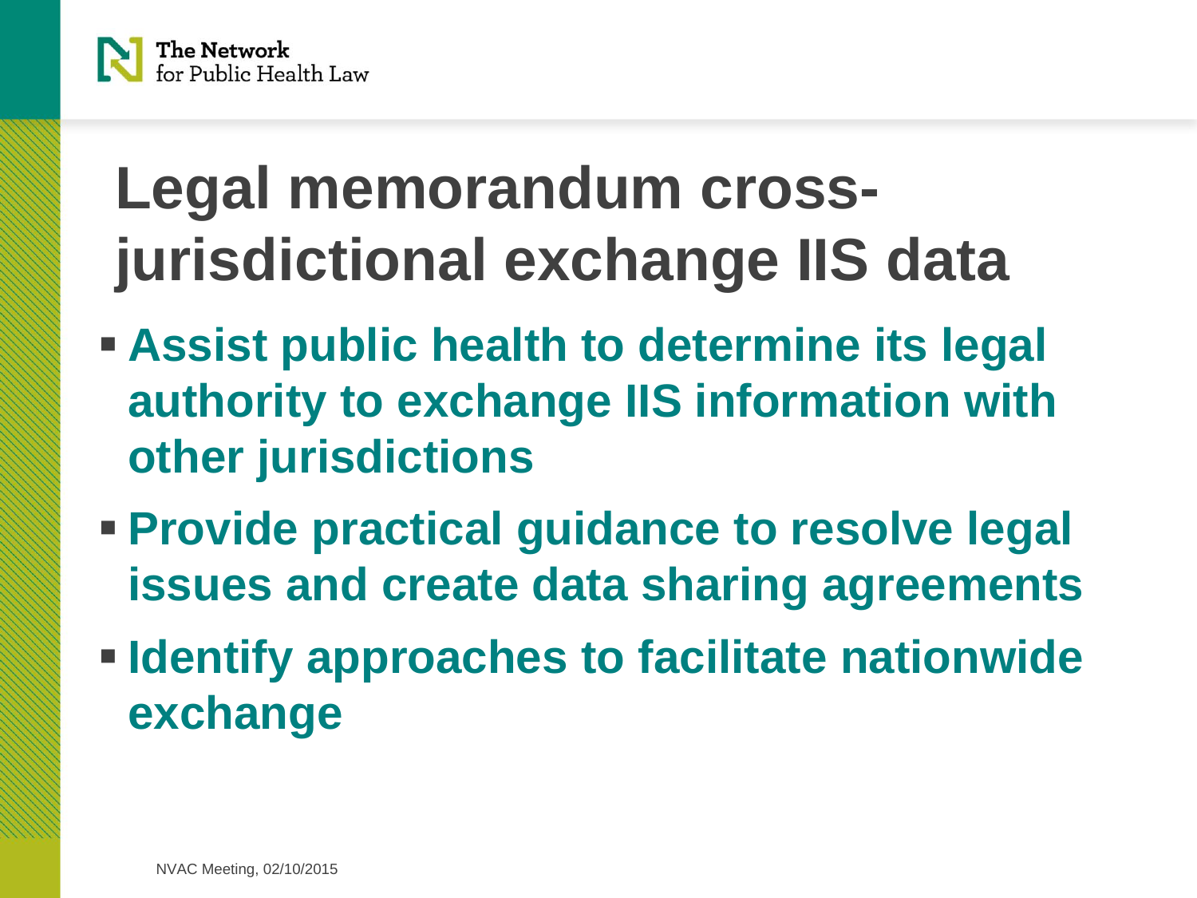# Legal memorandum cross-jurisdictional exchange IIS data

- **Assist public health to determine its legal authority to exchange IIS information with other jurisdictions**
- **Provide practical guidance to resolve legal issues and create data sharing agreements**
- **Identify approaches to facilitate nationwide exchange**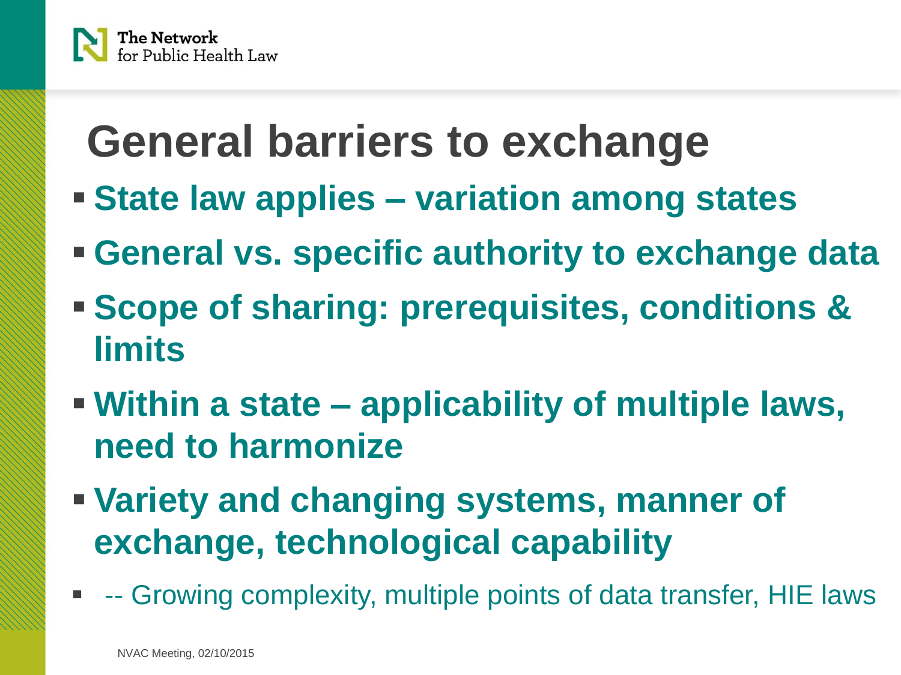# General barriers to exchange

- **State law applies – variation among states**
- **General vs. specific authority to exchange data**
- **Scope of sharing: prerequisites, conditions & limits**
- **Within a state – applicability of multiple laws, need to harmonize**
- **Variety and changing systems, manner of exchange, technological capability**
- -- Growing complexity, multiple points of data transfer, HIE laws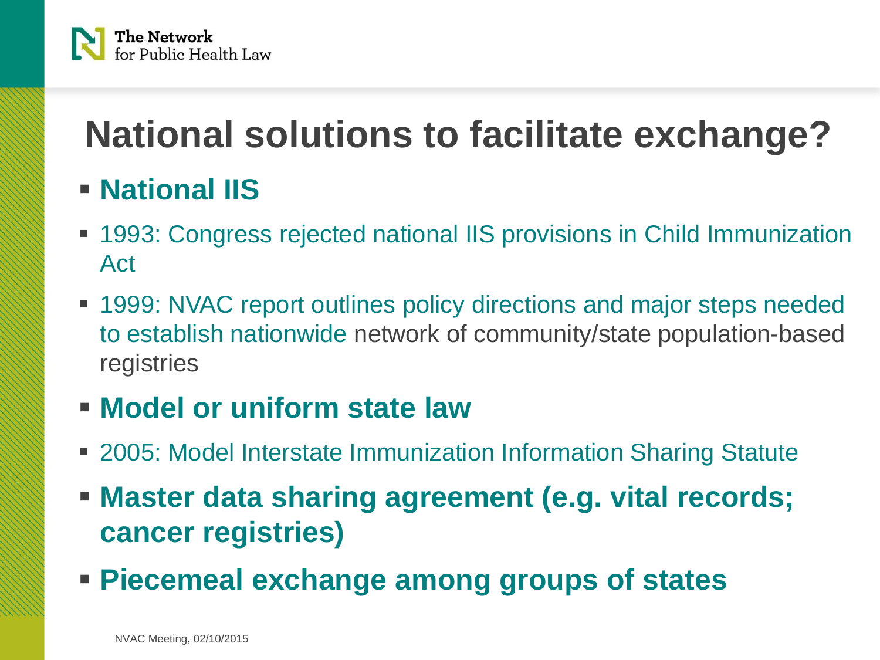# National solutions to facilitate exchange?

- **National IIS**
- 1993: Congress rejected national IIS provisions in Child Immunization Act
- 1999: NVAC report outlines policy directions and major steps needed to establish nationwide network of community/state population-based registries
- **Model or uniform state law**
- 2005: Model Interstate Immunization Information Sharing Statute
- **Master data sharing agreement (e.g. vital records; cancer registries)**
- **Piecemeal exchange among groups of states**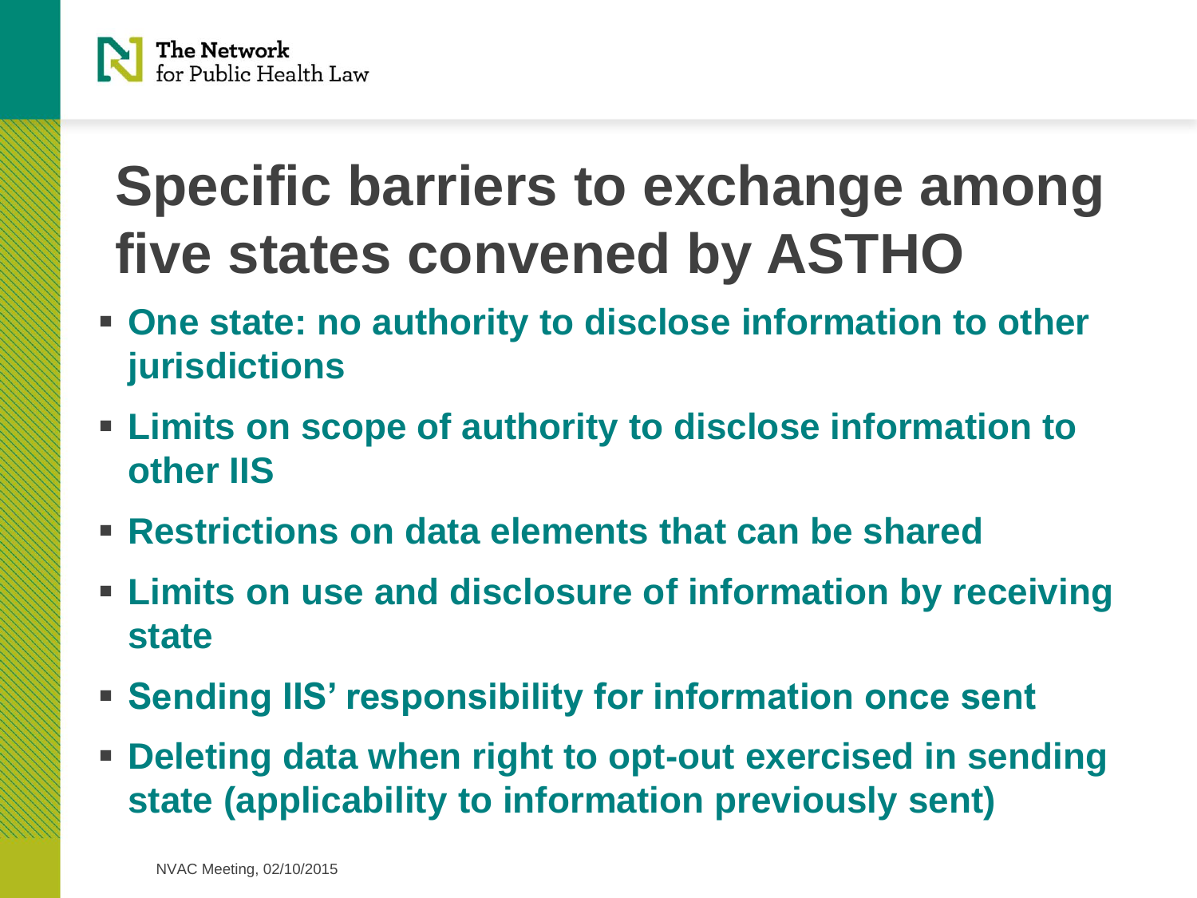# Specific barriers to exchange among five states convened by ASTHO

- **One state: no authority to disclose information to other jurisdictions**
- **Limits on scope of authority to disclose information to other IIS**
- **Restrictions on data elements that can be shared**
- **Limits on use and disclosure of information by receiving state**
- **Sending IIS' responsibility for information once sent**
- **Deleting data when right to opt-out exercised in sending state (applicability to information previously sent)**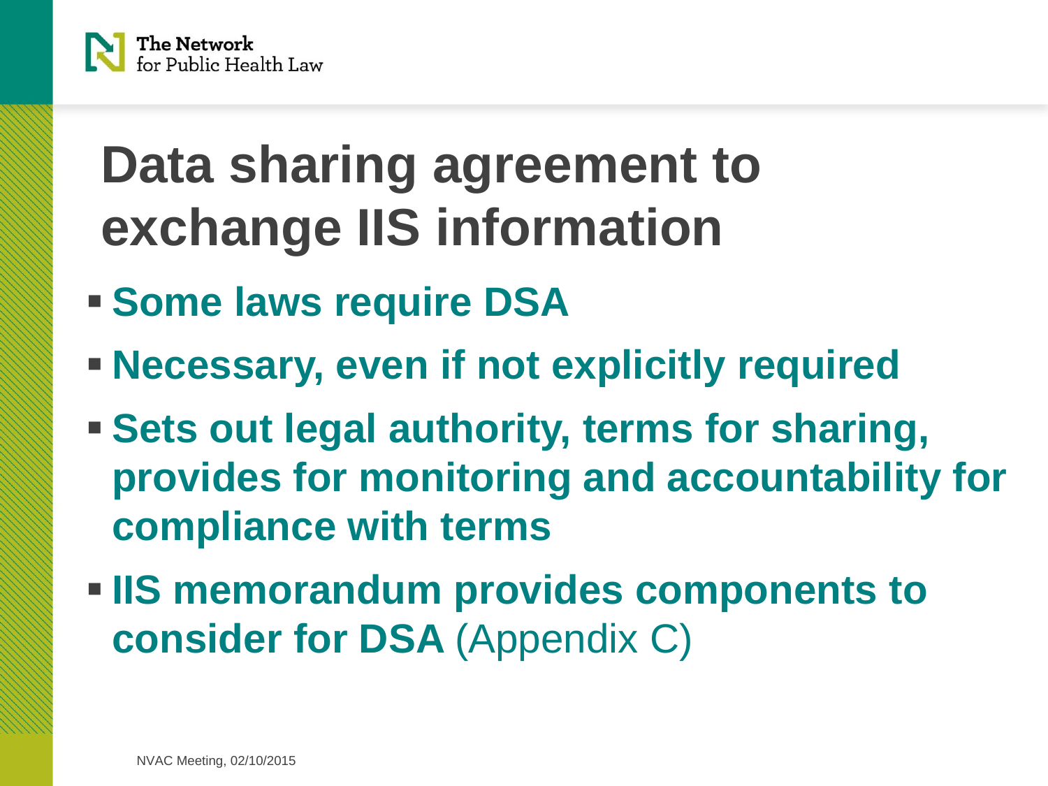# Data sharing agreement to exchange IIS information

- **Some laws require DSA**
- **Necessary, even if not explicitly required**
- **Sets out legal authority, terms for sharing, provides for monitoring and accountability for compliance with terms**
- **IIS memorandum provides components to consider for DSA** (Appendix C)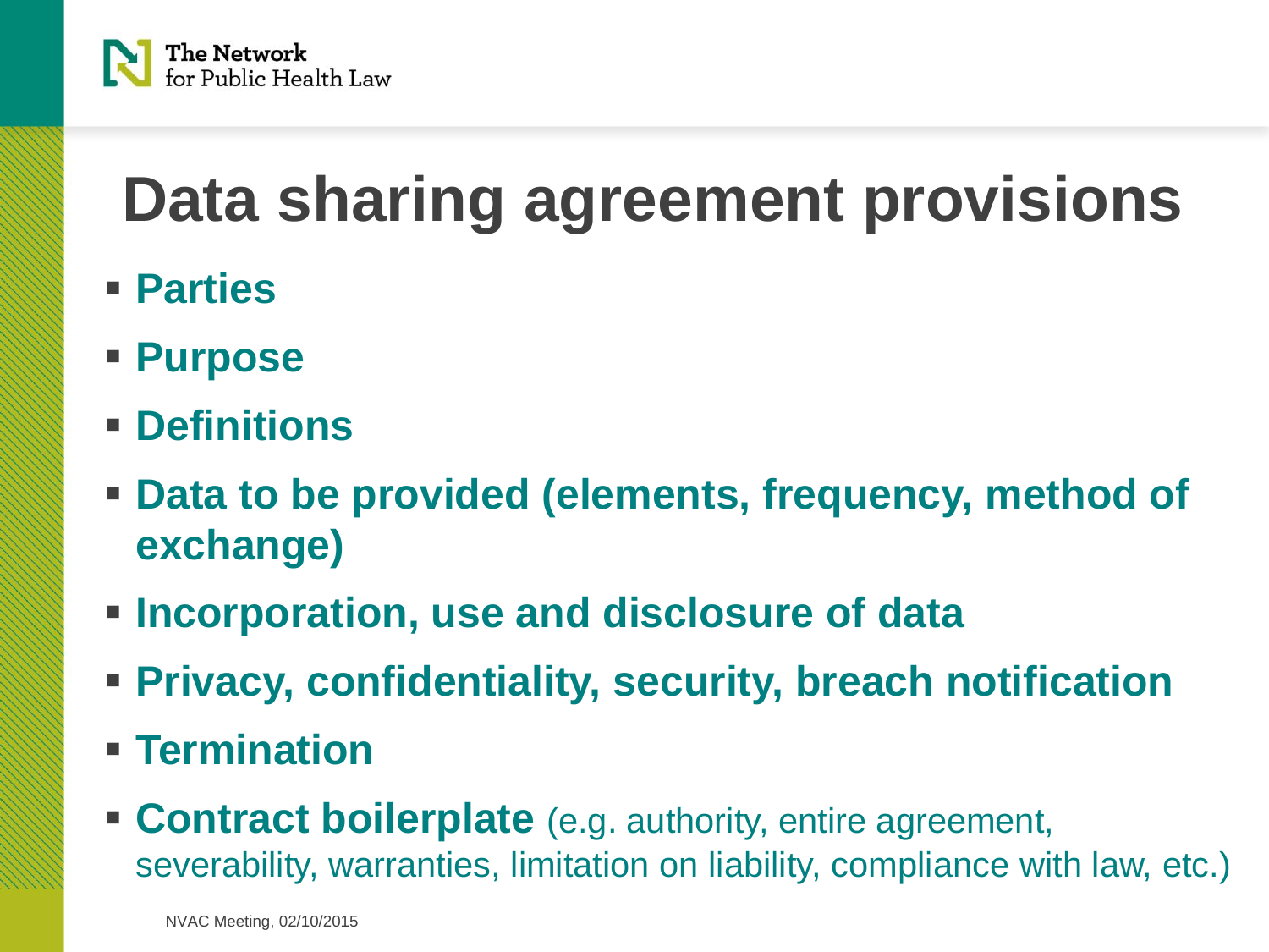# Data sharing agreement provisions

- **Parties**
- **Purpose**
- **Definitions**
- **Data to be provided (elements, frequency, method of exchange)**
- **Incorporation, use and disclosure of data**
- **Privacy, confidentiality, security, breach notification**
- **Termination**
- **Contract boilerplate** (e.g. authority, entire agreement, severability, warranties, limitation on liability, compliance with law, etc.)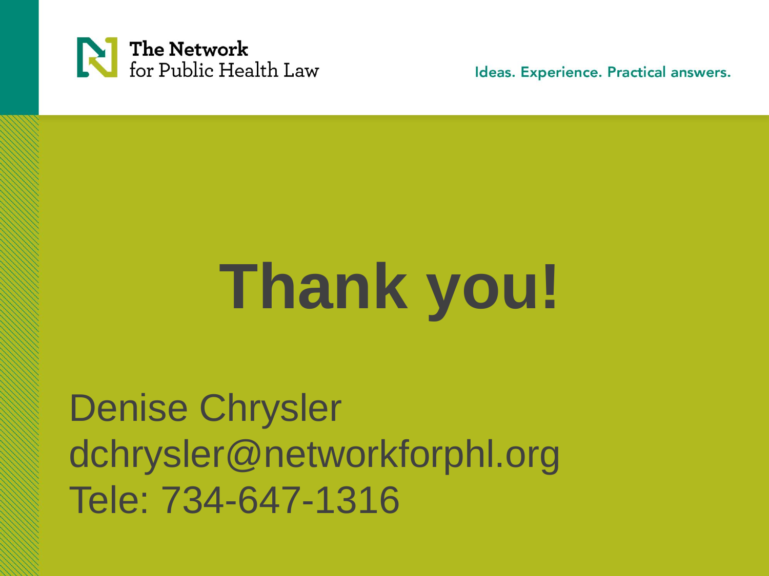The Network for Public Health Law

Ideas. Experience. Practical answers.

# Thank you!

Denise Chrysler
dchrysler@networkforphl.org
Tele: 734-647-1316